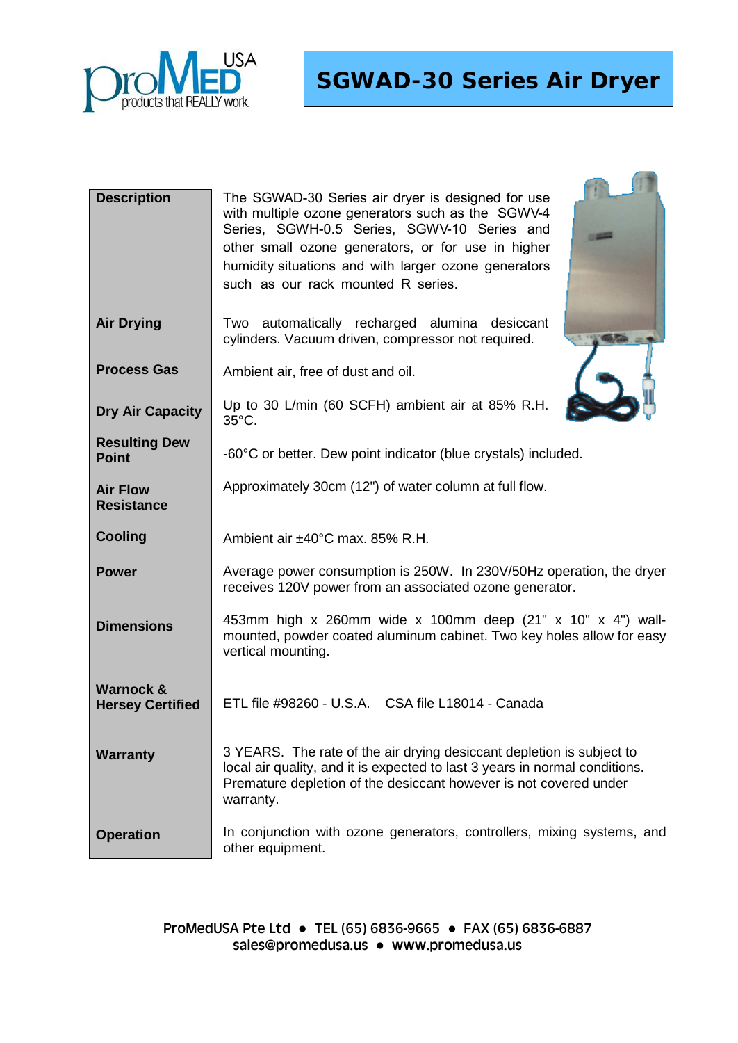# SGWAD-30 Series Air Dryer

| | |
|---|---|
| **Description** | The SGWAD-30 Series air dryer is designed for use with multiple ozone generators such as the SGWV-4 Series, SGWH-0.5 Series, SGWV-10 Series and other small ozone generators, or for use in higher humidity situations and with larger ozone generators such as our rack mounted R series. |
| **Air Drying** | Two automatically recharged alumina desiccant cylinders. Vacuum driven, compressor not required. |
| **Process Gas** | Ambient air, free of dust and oil. |
| **Dry Air Capacity** | Up to 30 L/min (60 SCFH) ambient air at 85% R.H. 35°C. |
| **Resulting Dew Point** | -60°C or better. Dew point indicator (blue crystals) included. |
| **Air Flow Resistance** | Approximately 30cm (12") of water column at full flow. |
| **Cooling** | Ambient air ±40°C max. 85% R.H. |
| **Power** | Average power consumption is 250W. In 230V/50Hz operation, the dryer receives 120V power from an associated ozone generator. |
| **Dimensions** | 453mm high x 260mm wide x 100mm deep (21" x 10" x 4") wall-mounted, powder coated aluminum cabinet. Two key holes allow for easy vertical mounting. |
| **Warnock & Hersey Certified** | ETL file #98260 - U.S.A. CSA file L18014 - Canada |
| **Warranty** | 3 YEARS. The rate of the air drying desiccant depletion is subject to local air quality, and it is expected to last 3 years in normal conditions. Premature depletion of the desiccant however is not covered under warranty. |
| **Operation** | In conjunction with ozone generators, controllers, mixing systems, and other equipment. |

ProMedUSA Pte Ltd ● TEL (65) 6836-9665 ● FAX (65) 6836-6887
sales@promedusa.us ● www.promedusa.us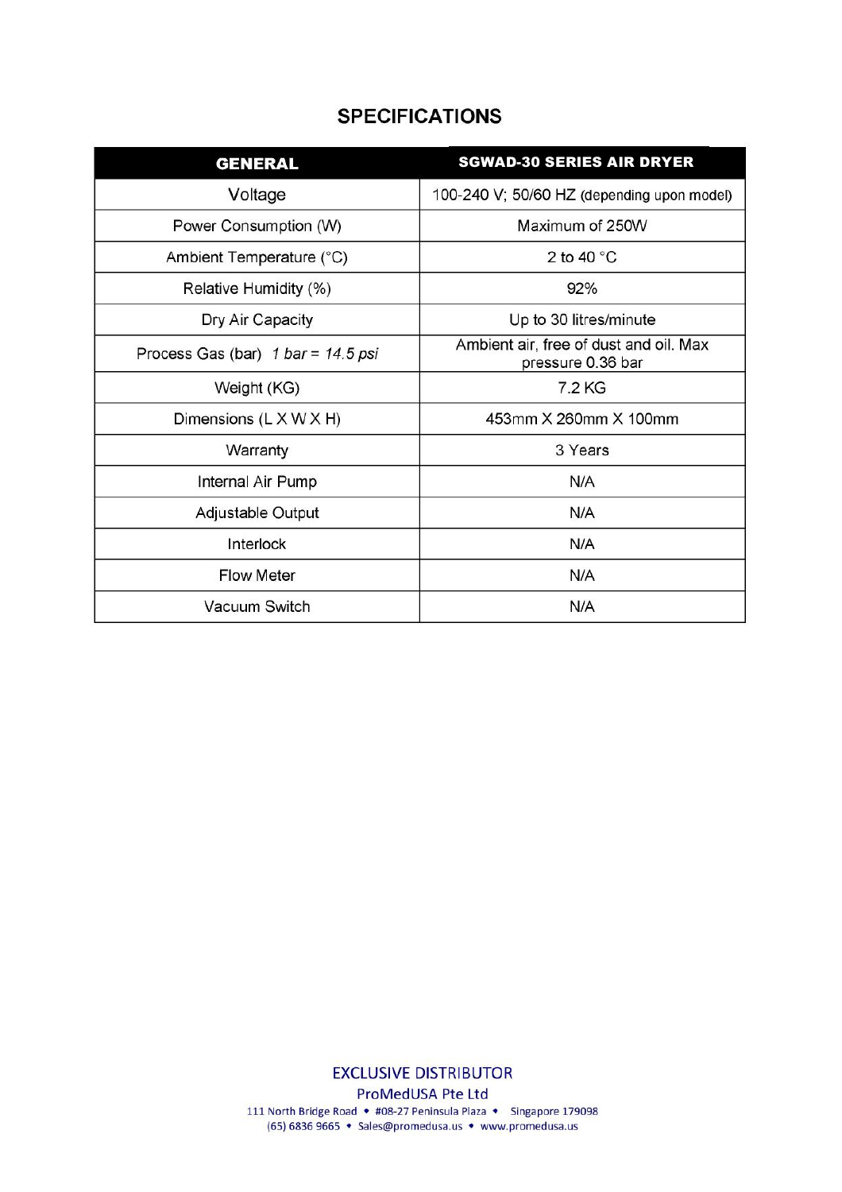## SPECIFICATIONS

| GENERAL | SGWAD-30 SERIES AIR DRYER |
|---|---|
| Voltage | 100-240 V; 50/60 HZ (depending upon model) |
| Power Consumption (W) | Maximum of 250W |
| Ambient Temperature (°C) | 2 to 40 °C |
| Relative Humidity (%) | 92% |
| Dry Air Capacity | Up to 30 litres/minute |
| Process Gas (bar) *1 bar = 14.5 psi* | Ambient air, free of dust and oil. Max pressure 0.36 bar |
| Weight (KG) | 7.2 KG |
| Dimensions (L X W X H) | 453mm X 260mm X 100mm |
| Warranty | 3 Years |
| Internal Air Pump | N/A |
| Adjustable Output | N/A |
| Interlock | N/A |
| Flow Meter | N/A |
| Vacuum Switch | N/A |

EXCLUSIVE DISTRIBUTOR
ProMedUSA Pte Ltd
111 North Bridge Road • #08-27 Peninsula Plaza • Singapore 179098
(65) 6836 9665 • Sales@promedusa.us • www.promedusa.us